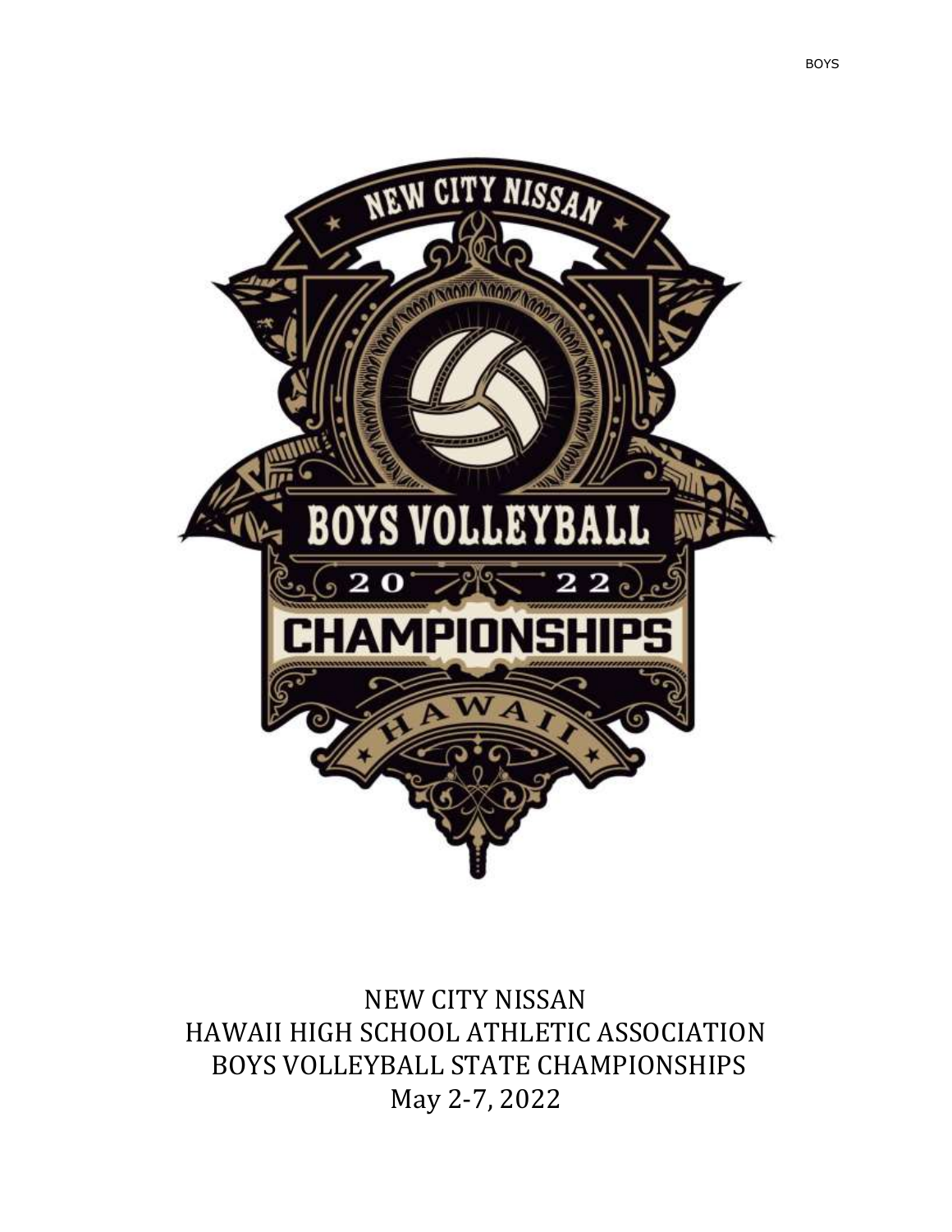NEW CITY NISSAN
HAWAII HIGH SCHOOL ATHLETIC ASSOCIATION
BOYS VOLLEYBALL STATE CHAMPIONSHIPS
May 2-7, 2022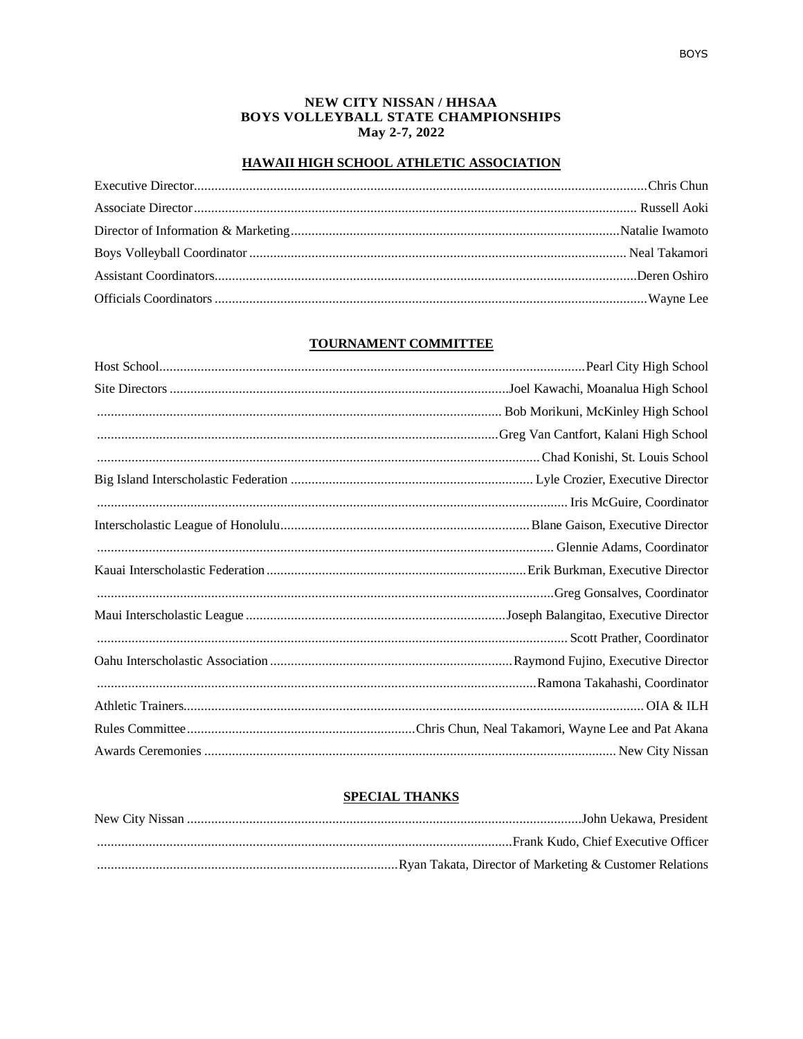# NEW CITY NISSAN / HHSAA
# BOYS VOLLEYBALL STATE CHAMPIONSHIPS
# May 2-7, 2022

## HAWAII HIGH SCHOOL ATHLETIC ASSOCIATION

| | |
|---|---|
| Executive Director | Chris Chun |
| Associate Director | Russell Aoki |
| Director of Information & Marketing | Natalie Iwamoto |
| Boys Volleyball Coordinator | Neal Takamori |
| Assistant Coordinators | Deren Oshiro |
| Officials Coordinators | Wayne Lee |

## TOURNAMENT COMMITTEE

| | |
|---|---|
| Host School | Pearl City High School |
| Site Directors | Joel Kawachi, Moanalua High School |
| | Bob Morikuni, McKinley High School |
| | Greg Van Cantfort, Kalani High School |
| | Chad Konishi, St. Louis School |
| Big Island Interscholastic Federation | Lyle Crozier, Executive Director |
| | Iris McGuire, Coordinator |
| Interscholastic League of Honolulu | Blane Gaison, Executive Director |
| | Glennie Adams, Coordinator |
| Kauai Interscholastic Federation | Erik Burkman, Executive Director |
| | Greg Gonsalves, Coordinator |
| Maui Interscholastic League | Joseph Balangitao, Executive Director |
| | Scott Prather, Coordinator |
| Oahu Interscholastic Association | Raymond Fujino, Executive Director |
| | Ramona Takahashi, Coordinator |
| Athletic Trainers | OIA & ILH |
| Rules Committee | Chris Chun, Neal Takamori, Wayne Lee and Pat Akana |
| Awards Ceremonies | New City Nissan |

## SPECIAL THANKS

| | |
|---|---|
| New City Nissan | John Uekawa, President |
| | Frank Kudo, Chief Executive Officer |
| | Ryan Takata, Director of Marketing & Customer Relations |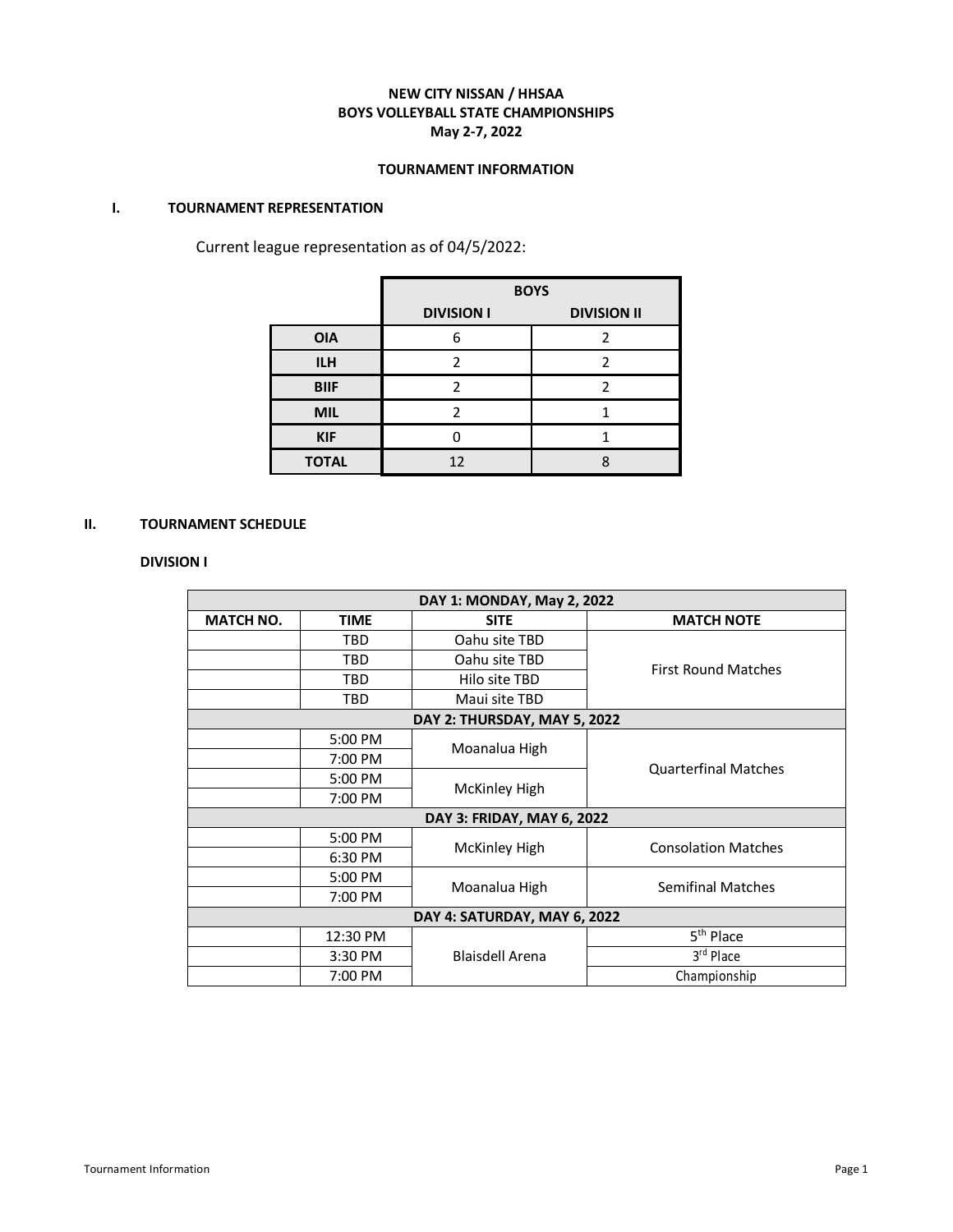**NEW CITY NISSAN / HHSAA**
**BOYS VOLLEYBALL STATE CHAMPIONSHIPS**
**May 2-7, 2022**

**TOURNAMENT INFORMATION**

## I. TOURNAMENT REPRESENTATION

Current league representation as of 04/5/2022:

| | BOYS | |
|---|---|---|
| | **DIVISION I** | **DIVISION II** |
| **OIA** | 6 | 2 |
| **ILH** | 2 | 2 |
| **BIIF** | 2 | 2 |
| **MIL** | 2 | 1 |
| **KIF** | 0 | 1 |
| **TOTAL** | 12 | 8 |

## II. TOURNAMENT SCHEDULE

### DIVISION I

| MATCH NO. | TIME | SITE | MATCH NOTE |
|---|---|---|---|
| **DAY 1: MONDAY, May 2, 2022** | | | |
| | TBD | Oahu site TBD | First Round Matches |
| | TBD | Oahu site TBD | |
| | TBD | Hilo site TBD | |
| | TBD | Maui site TBD | |
| **DAY 2: THURSDAY, MAY 5, 2022** | | | |
| | 5:00 PM | Moanalua High | Quarterfinal Matches |
| | 7:00 PM | | |
| | 5:00 PM | McKinley High | |
| | 7:00 PM | | |
| **DAY 3: FRIDAY, MAY 6, 2022** | | | |
| | 5:00 PM | McKinley High | Consolation Matches |
| | 6:30 PM | | |
| | 5:00 PM | Moanalua High | Semifinal Matches |
| | 7:00 PM | | |
| **DAY 4: SATURDAY, MAY 6, 2022** | | | |
| | 12:30 PM | Blaisdell Arena | 5th Place |
| | 3:30 PM | | 3rd Place |
| | 7:00 PM | | Championship |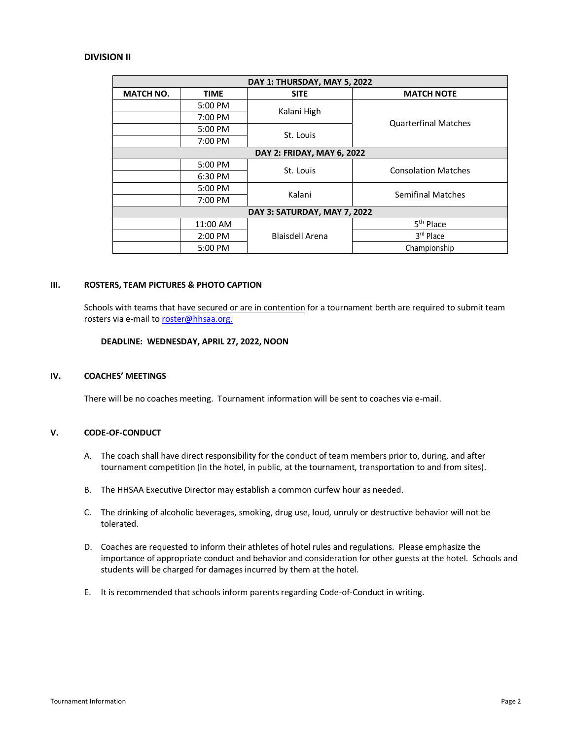**DIVISION II**

| DAY 1: THURSDAY, MAY 5, 2022 | | | |
|---|---|---|---|
| **MATCH NO.** | **TIME** | **SITE** | **MATCH NOTE** |
| | 5:00 PM | Kalani High | Quarterfinal Matches |
| | 7:00 PM | | |
| | 5:00 PM | St. Louis | |
| | 7:00 PM | | |
| **DAY 2: FRIDAY, MAY 6, 2022** | | | |
| | 5:00 PM | St. Louis | Consolation Matches |
| | 6:30 PM | | |
| | 5:00 PM | Kalani | Semifinal Matches |
| | 7:00 PM | | |
| **DAY 3: SATURDAY, MAY 7, 2022** | | | |
| | 11:00 AM | Blaisdell Arena | 5th Place |
| | 2:00 PM | | 3rd Place |
| | 5:00 PM | | Championship |

## III. ROSTERS, TEAM PICTURES & PHOTO CAPTION

Schools with teams that have secured or are in contention for a tournament berth are required to submit team rosters via e-mail to roster@hhsaa.org.

**DEADLINE: WEDNESDAY, APRIL 27, 2022, NOON**

## IV. COACHES' MEETINGS

There will be no coaches meeting. Tournament information will be sent to coaches via e-mail.

## V. CODE-OF-CONDUCT

A. The coach shall have direct responsibility for the conduct of team members prior to, during, and after tournament competition (in the hotel, in public, at the tournament, transportation to and from sites).

B. The HHSAA Executive Director may establish a common curfew hour as needed.

C. The drinking of alcoholic beverages, smoking, drug use, loud, unruly or destructive behavior will not be tolerated.

D. Coaches are requested to inform their athletes of hotel rules and regulations. Please emphasize the importance of appropriate conduct and behavior and consideration for other guests at the hotel. Schools and students will be charged for damages incurred by them at the hotel.

E. It is recommended that schools inform parents regarding Code-of-Conduct in writing.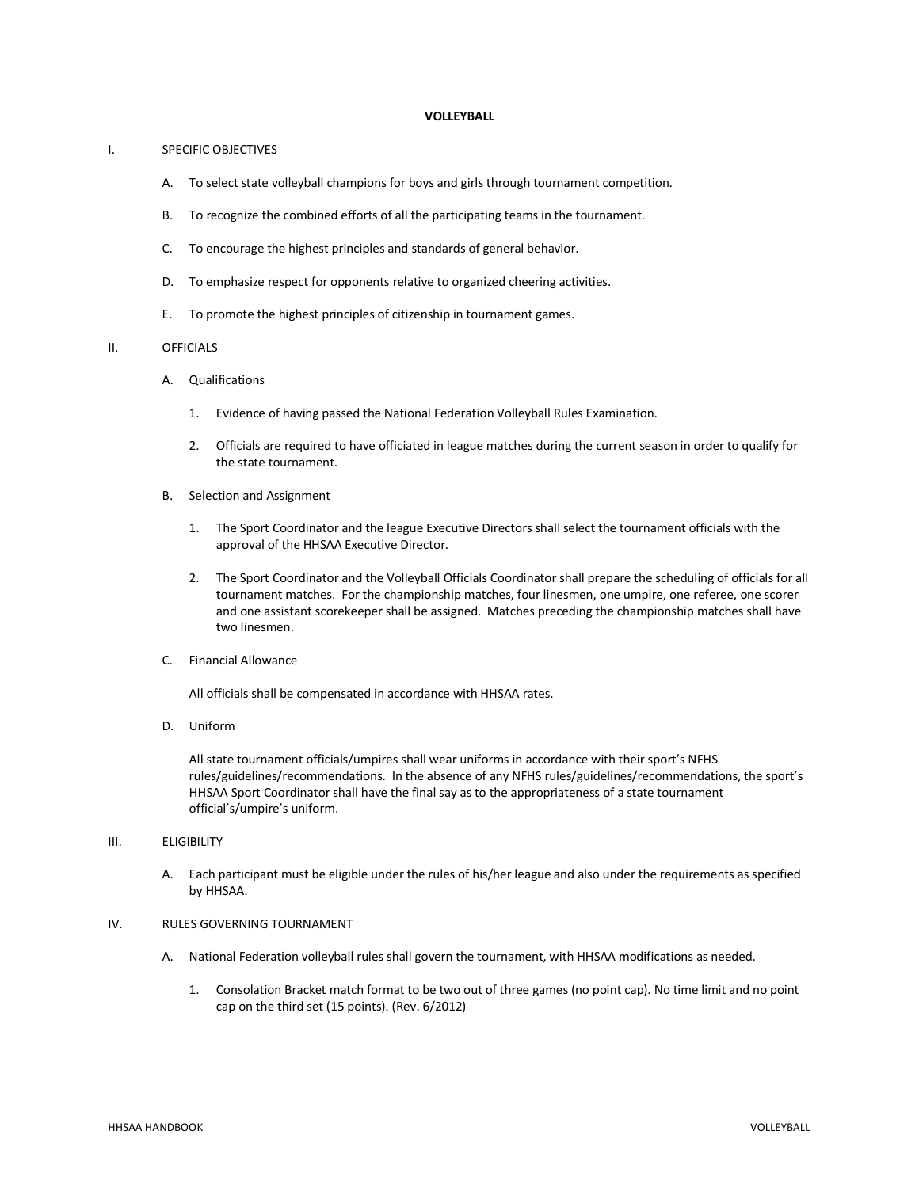# VOLLEYBALL

I. SPECIFIC OBJECTIVES

- A. To select state volleyball champions for boys and girls through tournament competition.
- B. To recognize the combined efforts of all the participating teams in the tournament.
- C. To encourage the highest principles and standards of general behavior.
- D. To emphasize respect for opponents relative to organized cheering activities.
- E. To promote the highest principles of citizenship in tournament games.

II. OFFICIALS

- A. Qualifications
  1. Evidence of having passed the National Federation Volleyball Rules Examination.
  2. Officials are required to have officiated in league matches during the current season in order to qualify for the state tournament.
- B. Selection and Assignment
  1. The Sport Coordinator and the league Executive Directors shall select the tournament officials with the approval of the HHSAA Executive Director.
  2. The Sport Coordinator and the Volleyball Officials Coordinator shall prepare the scheduling of officials for all tournament matches. For the championship matches, four linesmen, one umpire, one referee, one scorer and one assistant scorekeeper shall be assigned. Matches preceding the championship matches shall have two linesmen.
- C. Financial Allowance

  All officials shall be compensated in accordance with HHSAA rates.
- D. Uniform

  All state tournament officials/umpires shall wear uniforms in accordance with their sport's NFHS rules/guidelines/recommendations. In the absence of any NFHS rules/guidelines/recommendations, the sport's HHSAA Sport Coordinator shall have the final say as to the appropriateness of a state tournament official's/umpire's uniform.

III. ELIGIBILITY

- A. Each participant must be eligible under the rules of his/her league and also under the requirements as specified by HHSAA.

IV. RULES GOVERNING TOURNAMENT

- A. National Federation volleyball rules shall govern the tournament, with HHSAA modifications as needed.
  1. Consolation Bracket match format to be two out of three games (no point cap). No time limit and no point cap on the third set (15 points). (Rev. 6/2012)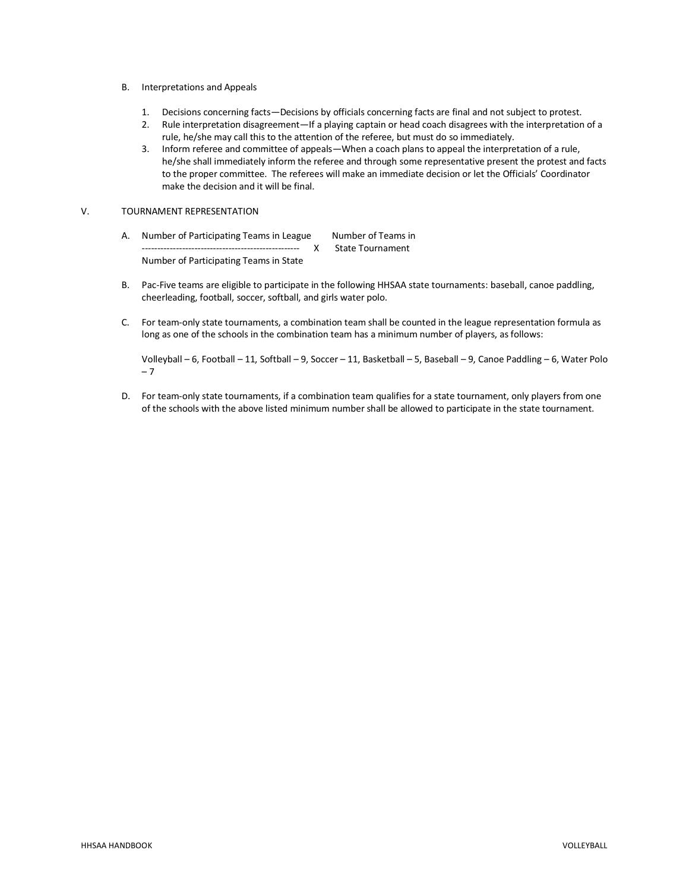B. Interpretations and Appeals

1. Decisions concerning facts—Decisions by officials concerning facts are final and not subject to protest.
2. Rule interpretation disagreement—If a playing captain or head coach disagrees with the interpretation of a rule, he/she may call this to the attention of the referee, but must do so immediately.
3. Inform referee and committee of appeals—When a coach plans to appeal the interpretation of a rule, he/she shall immediately inform the referee and through some representative present the protest and facts to the proper committee. The referees will make an immediate decision or let the Officials' Coordinator make the decision and it will be final.

V. TOURNAMENT REPRESENTATION

A. 

$$\frac{\text{Number of Participating Teams in League}}{\text{Number of Participating Teams in State}} \times \text{Number of Teams in State Tournament}$$

B. Pac-Five teams are eligible to participate in the following HHSAA state tournaments: baseball, canoe paddling, cheerleading, football, soccer, softball, and girls water polo.

C. For team-only state tournaments, a combination team shall be counted in the league representation formula as long as one of the schools in the combination team has a minimum number of players, as follows:

   Volleyball – 6, Football – 11, Softball – 9, Soccer – 11, Basketball – 5, Baseball – 9, Canoe Paddling – 6, Water Polo – 7

D. For team-only state tournaments, if a combination team qualifies for a state tournament, only players from one of the schools with the above listed minimum number shall be allowed to participate in the state tournament.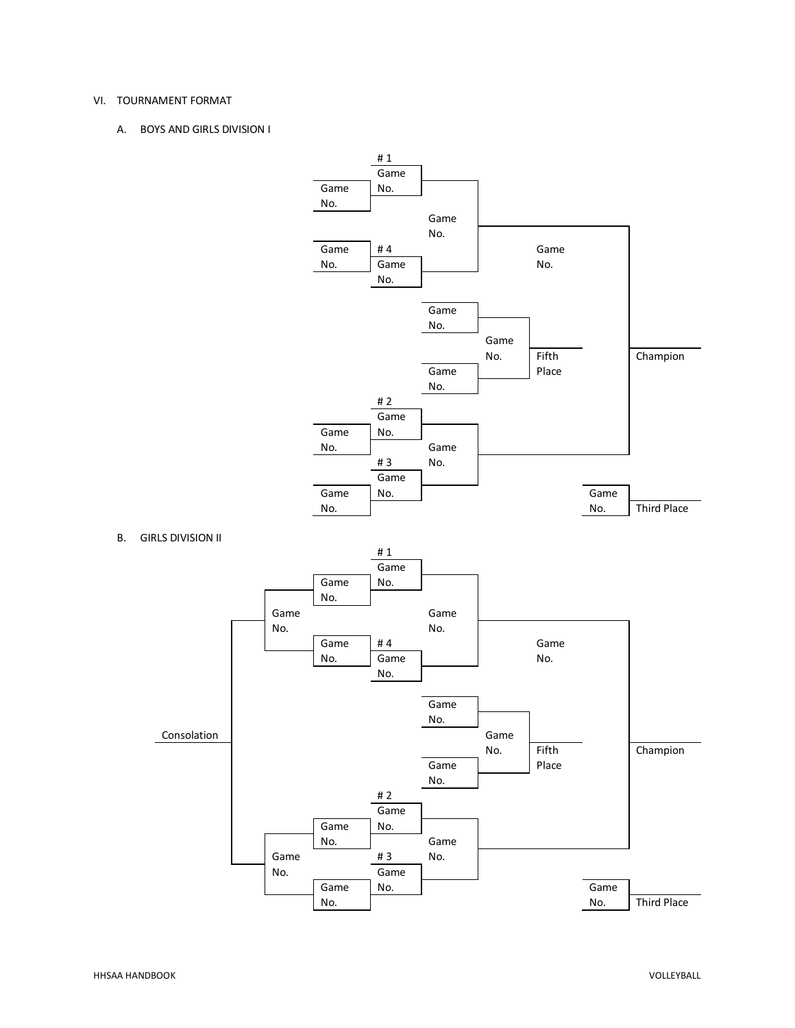VI. TOURNAMENT FORMAT

A. BOYS AND GIRLS DIVISION I

# 1
Game No.

Game No.

Game No.

Game No.

# 4
Game No.

Game No.

Game No.

Game No.

Game No.

Fifth Place

Champion

# 2
Game No.

Game No.

Game No.

# 3
Game No.

Game No.

Game No.

Third Place

B. GIRLS DIVISION II

# 1
Game No.

Game No.

Game No.

Game No.

Game No.

# 4
Game No.

Game No.

Game No.

Consolation

Game No.

Game No.

Fifth Place

Champion

# 2
Game No.

Game No.

Game No.

Game No.

# 3
Game No.

Game No.

Game No.

Third Place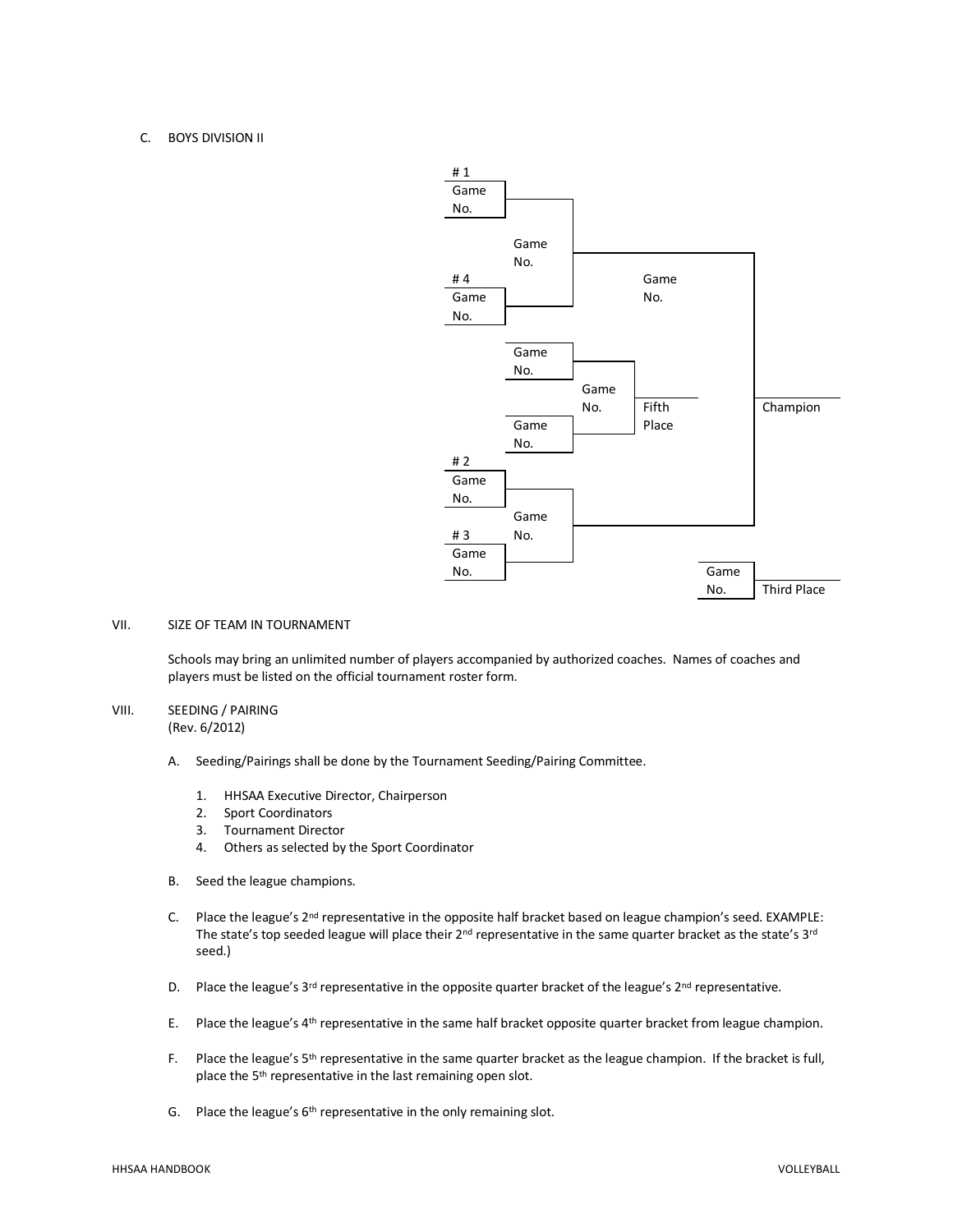C. BOYS DIVISION II

```
#1
Game
No. ─────┐
         │ Game
         │ No. ─────┐
#4       │          │
Game     │          │  Game
No. ─────┘          │  No. ─────┐
                    │           │
   Game             │           │
   No. ──────┐      │           │
             │ Game │           │
             │ No.  │ Fifth     │  Champion
   Game      │      │ Place     │
   No. ──────┘      │           │
#2                  │           │
Game                │           │
No. ─────┐          │           │
         │ Game     │           │
#3       │ No. ─────┘ ──────────┘
Game     │
No. ─────┘
                              Game
                              No.     Third Place
```

VII. SIZE OF TEAM IN TOURNAMENT

Schools may bring an unlimited number of players accompanied by authorized coaches. Names of coaches and players must be listed on the official tournament roster form.

VIII. SEEDING / PAIRING
(Rev. 6/2012)

A. Seeding/Pairings shall be done by the Tournament Seeding/Pairing Committee.

1. HHSAA Executive Director, Chairperson
2. Sport Coordinators
3. Tournament Director
4. Others as selected by the Sport Coordinator

B. Seed the league champions.

C. Place the league's 2nd representative in the opposite half bracket based on league champion's seed. EXAMPLE: The state's top seeded league will place their 2nd representative in the same quarter bracket as the state's 3rd seed.)

D. Place the league's 3rd representative in the opposite quarter bracket of the league's 2nd representative.

E. Place the league's 4th representative in the same half bracket opposite quarter bracket from league champion.

F. Place the league's 5th representative in the same quarter bracket as the league champion. If the bracket is full, place the 5th representative in the last remaining open slot.

G. Place the league's 6th representative in the only remaining slot.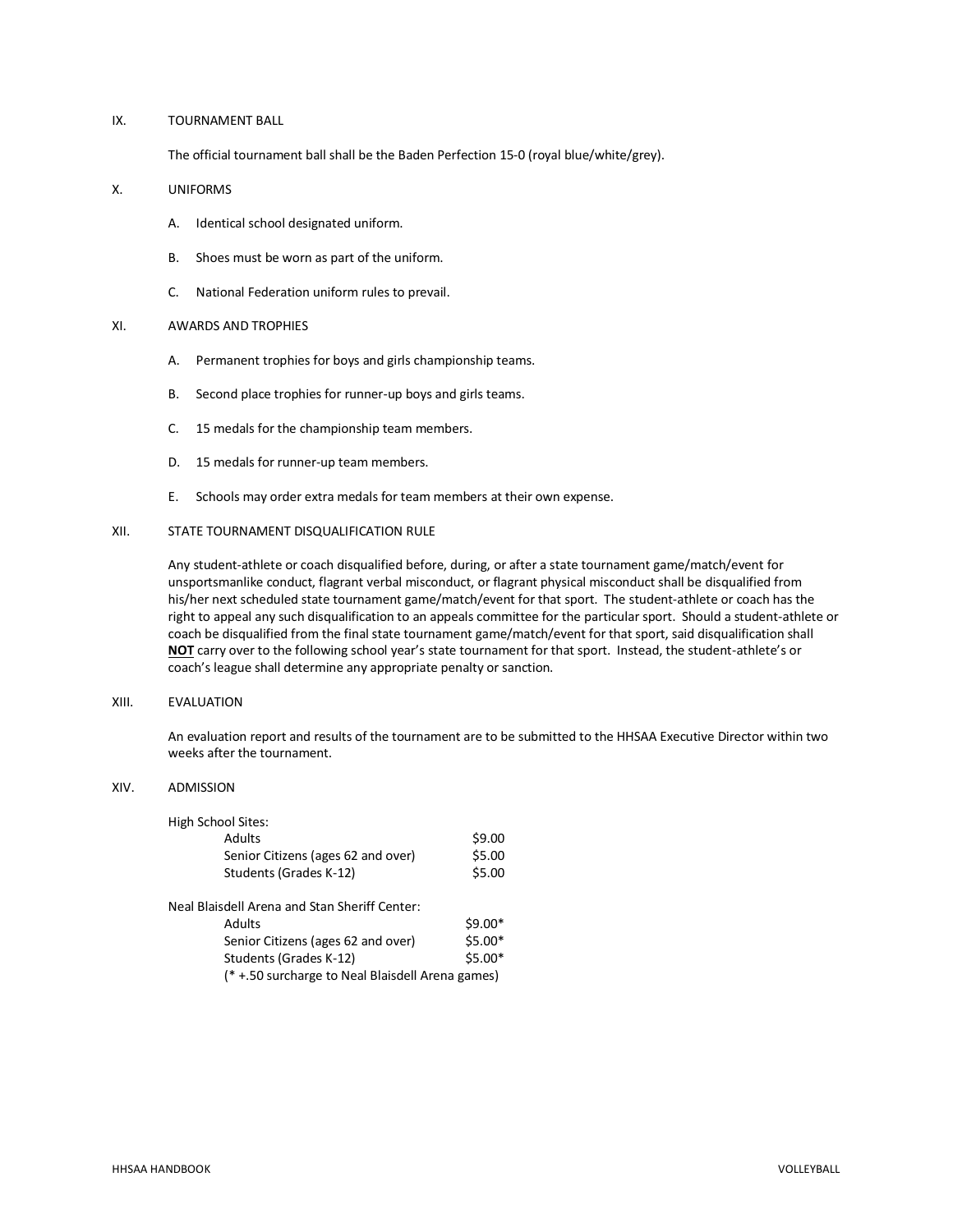## IX. TOURNAMENT BALL

The official tournament ball shall be the Baden Perfection 15-0 (royal blue/white/grey).

## X. UNIFORMS

A. Identical school designated uniform.

B. Shoes must be worn as part of the uniform.

C. National Federation uniform rules to prevail.

## XI. AWARDS AND TROPHIES

A. Permanent trophies for boys and girls championship teams.

B. Second place trophies for runner-up boys and girls teams.

C. 15 medals for the championship team members.

D. 15 medals for runner-up team members.

E. Schools may order extra medals for team members at their own expense.

## XII. STATE TOURNAMENT DISQUALIFICATION RULE

Any student-athlete or coach disqualified before, during, or after a state tournament game/match/event for unsportsmanlike conduct, flagrant verbal misconduct, or flagrant physical misconduct shall be disqualified from his/her next scheduled state tournament game/match/event for that sport. The student-athlete or coach has the right to appeal any such disqualification to an appeals committee for the particular sport. Should a student-athlete or coach be disqualified from the final state tournament game/match/event for that sport, said disqualification shall **NOT** carry over to the following school year's state tournament for that sport. Instead, the student-athlete's or coach's league shall determine any appropriate penalty or sanction.

## XIII. EVALUATION

An evaluation report and results of the tournament are to be submitted to the HHSAA Executive Director within two weeks after the tournament.

## XIV. ADMISSION

High School Sites:

| | |
|---|---|
| Adults | $9.00 |
| Senior Citizens (ages 62 and over) | $5.00 |
| Students (Grades K-12) | $5.00 |

Neal Blaisdell Arena and Stan Sheriff Center:

| | |
|---|---|
| Adults | $9.00* |
| Senior Citizens (ages 62 and over) | $5.00* |
| Students (Grades K-12) | $5.00* |

(* +.50 surcharge to Neal Blaisdell Arena games)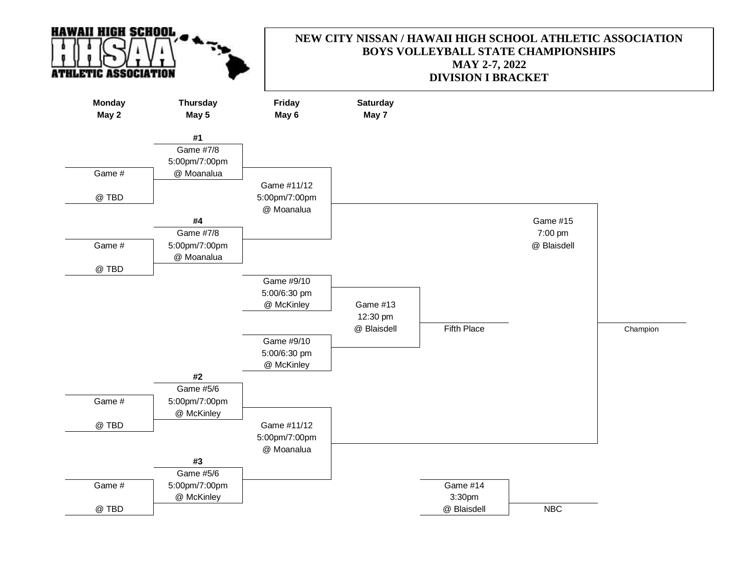HAWAII HIGH SCHOOL HHSAA ATHLETIC ASSOCIATION

# NEW CITY NISSAN / HAWAII HIGH SCHOOL ATHLETIC ASSOCIATION
## BOYS VOLLEYBALL STATE CHAMPIONSHIPS
## MAY 2-7, 2022
## DIVISION I BRACKET

| Monday May 2 | Thursday May 5 | Friday May 6 | Saturday May 7 | | | |
|---|---|---|---|---|---|---|
| | **#1** Game #7/8 5:00pm/7:00pm @ Moanalua | | | | | |
| Game # @ TBD | | Game #11/12 5:00pm/7:00pm @ Moanalua | | | | |
| | **#4** Game #7/8 5:00pm/7:00pm @ Moanalua | | | | Game #15 7:00 pm @ Blaisdell | |
| Game # @ TBD | | | | | | |
| | | Game #9/10 5:00/6:30 pm @ McKinley | Game #13 12:30 pm @ Blaisdell | Fifth Place | | Champion |
| | | Game #9/10 5:00/6:30 pm @ McKinley | | | | |
| | **#2** Game #5/6 5:00pm/7:00pm @ McKinley | | | | | |
| Game # @ TBD | | Game #11/12 5:00pm/7:00pm @ Moanalua | | | | |
| | **#3** Game #5/6 5:00pm/7:00pm @ McKinley | | | | | |
| Game # @ TBD | | | | Game #14 3:30pm @ Blaisdell | NBC | |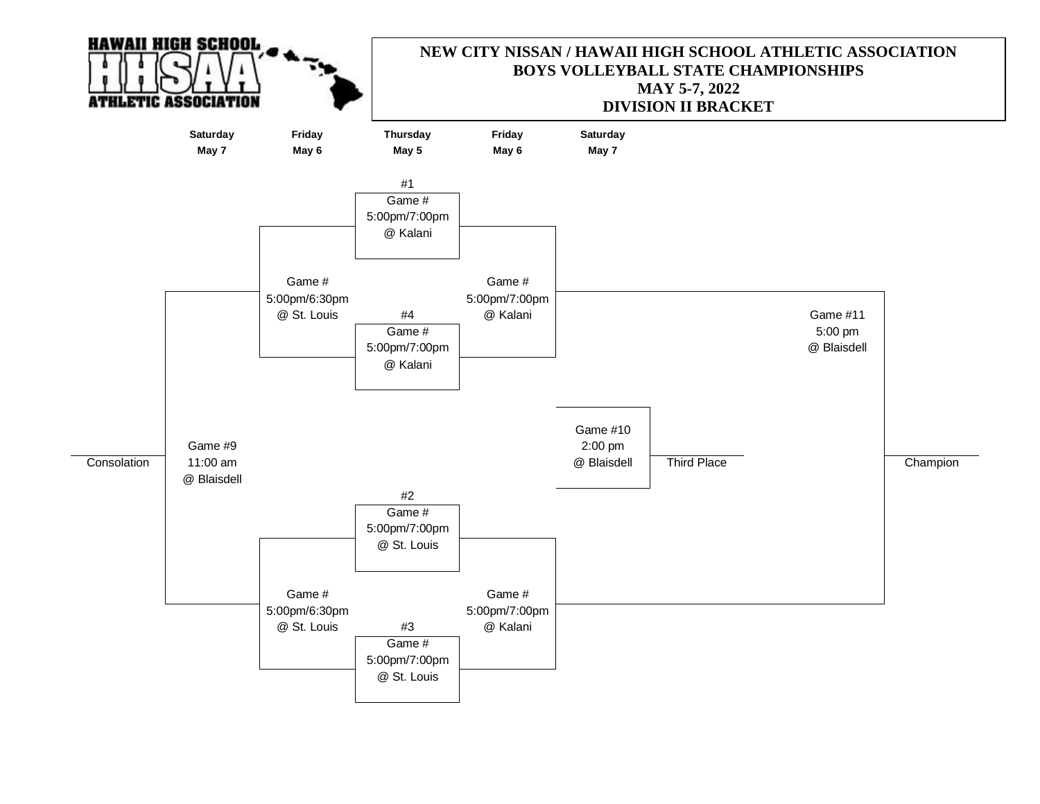**HAWAII HIGH SCHOOL HHSAA ATHLETIC ASSOCIATION**

# NEW CITY NISSAN / HAWAII HIGH SCHOOL ATHLETIC ASSOCIATION
## BOYS VOLLEYBALL STATE CHAMPIONSHIPS
## MAY 5-7, 2022
## DIVISION II BRACKET

| Saturday May 7 | Friday May 6 | Thursday May 5 | Friday May 6 | Saturday May 7 |
|---|---|---|---|---|

**Upper bracket**

- #1 — Game # — 5:00pm/7:00pm — @ Kalani
- #4 — Game # — 5:00pm/7:00pm — @ Kalani
- Game # — 5:00pm/6:30pm — @ St. Louis
- Game # — 5:00pm/7:00pm — @ Kalani

**Lower bracket**

- #2 — Game # — 5:00pm/7:00pm — @ St. Louis
- #3 — Game # — 5:00pm/7:00pm — @ St. Louis
- Game # — 5:00pm/6:30pm — @ St. Louis
- Game # — 5:00pm/7:00pm — @ Kalani

**Finals**

- Game #9 — 11:00 am — @ Blaisdell — Consolation
- Game #10 — 2:00 pm — @ Blaisdell — Third Place
- Game #11 — 5:00 pm — @ Blaisdell — Champion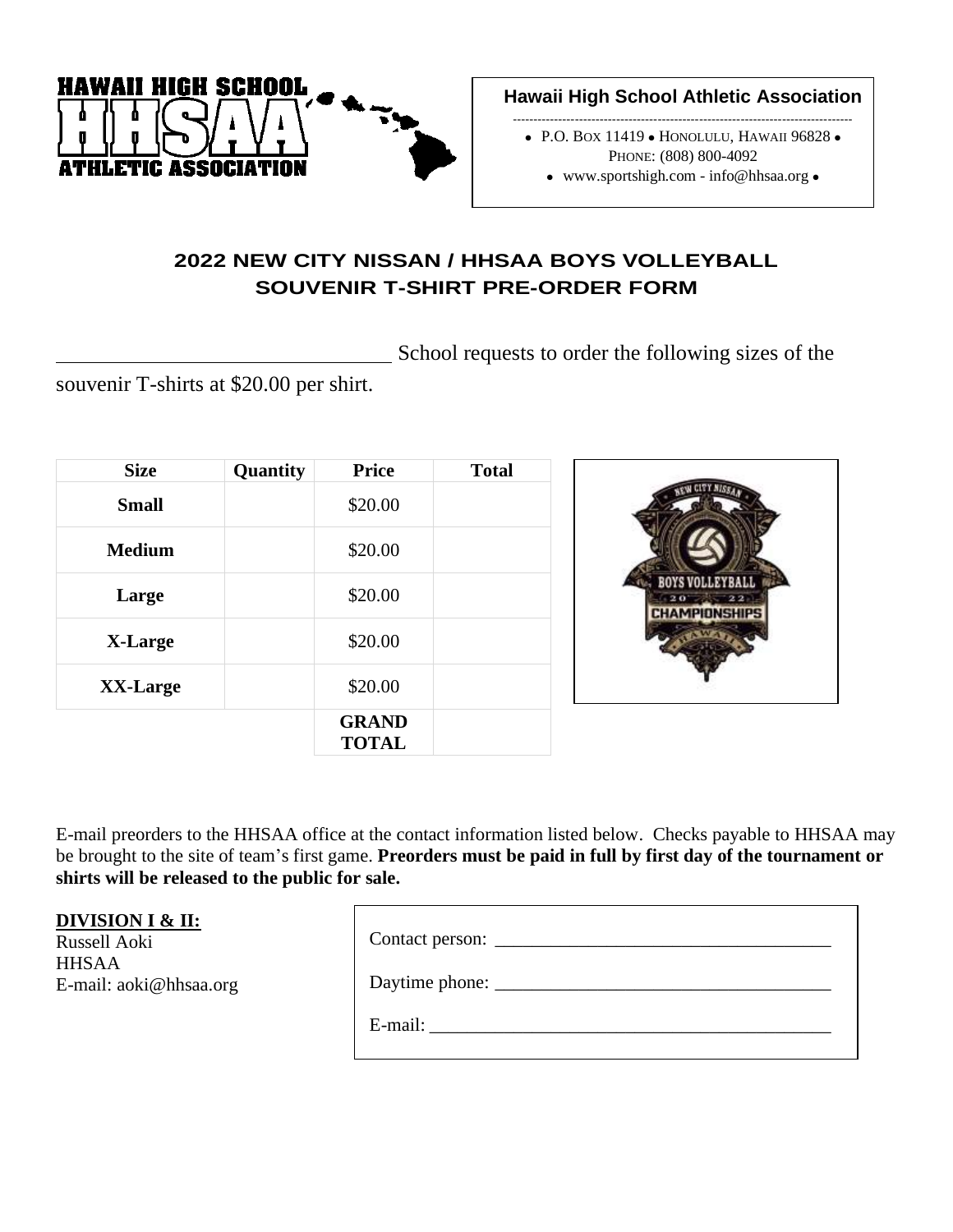HAWAII HIGH SCHOOL HHSAA ATHLETIC ASSOCIATION

**Hawaii High School Athletic Association**

- P.O. BOX 11419 • HONOLULU, HAWAII 96828 •
PHONE: (808) 800-4092
- www.sportshigh.com - info@hhsaa.org •

## 2022 NEW CITY NISSAN / HHSAA BOYS VOLLEYBALL SOUVENIR T-SHIRT PRE-ORDER FORM

_______________________________ School requests to order the following sizes of the souvenir T-shirts at $20.00 per shirt.

| Size | Quantity | Price | Total |
|---|---|---|---|
| **Small** | | $20.00 | |
| **Medium** | | $20.00 | |
| **Large** | | $20.00 | |
| **X-Large** | | $20.00 | |
| **XX-Large** | | $20.00 | |
| | | **GRAND TOTAL** | |

NEW CITY NISSAN BOYS VOLLEYBALL 2022 CHAMPIONSHIPS HAWAII

E-mail preorders to the HHSAA office at the contact information listed below. Checks payable to HHSAA may be brought to the site of team's first game. **Preorders must be paid in full by first day of the tournament or shirts will be released to the public for sale.**

**DIVISION I & II:**
Russell Aoki
HHSAA
E-mail: aoki@hhsaa.org

Contact person: ___________________________________

Daytime phone: ___________________________________

E-mail: ___________________________________________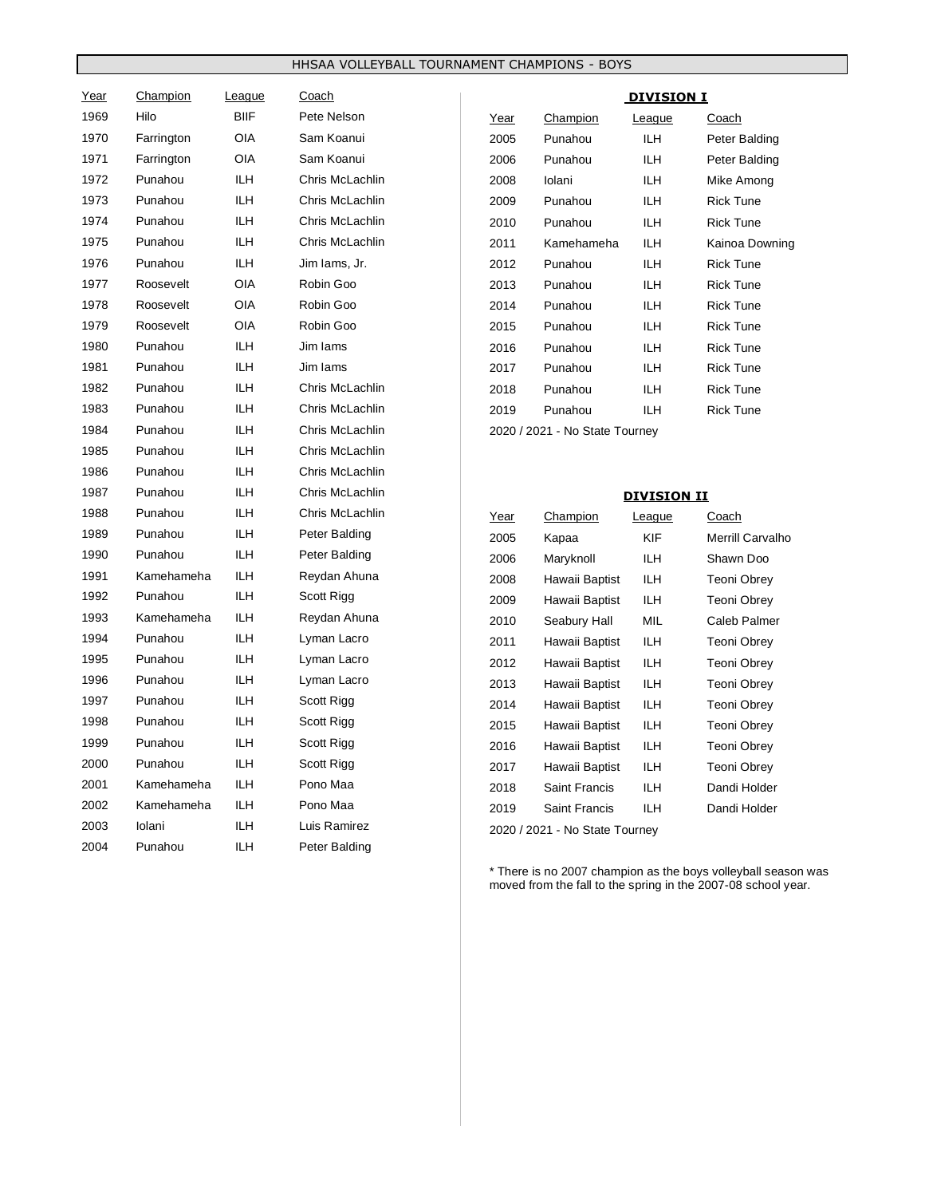# HHSAA VOLLEYBALL TOURNAMENT CHAMPIONS - BOYS

| Year | Champion | League | Coach |
| --- | --- | --- | --- |
| 1969 | Hilo | BIIF | Pete Nelson |
| 1970 | Farrington | OIA | Sam Koanui |
| 1971 | Farrington | OIA | Sam Koanui |
| 1972 | Punahou | ILH | Chris McLachlin |
| 1973 | Punahou | ILH | Chris McLachlin |
| 1974 | Punahou | ILH | Chris McLachlin |
| 1975 | Punahou | ILH | Chris McLachlin |
| 1976 | Punahou | ILH | Jim Iams, Jr. |
| 1977 | Roosevelt | OIA | Robin Goo |
| 1978 | Roosevelt | OIA | Robin Goo |
| 1979 | Roosevelt | OIA | Robin Goo |
| 1980 | Punahou | ILH | Jim Iams |
| 1981 | Punahou | ILH | Jim Iams |
| 1982 | Punahou | ILH | Chris McLachlin |
| 1983 | Punahou | ILH | Chris McLachlin |
| 1984 | Punahou | ILH | Chris McLachlin |
| 1985 | Punahou | ILH | Chris McLachlin |
| 1986 | Punahou | ILH | Chris McLachlin |
| 1987 | Punahou | ILH | Chris McLachlin |
| 1988 | Punahou | ILH | Chris McLachlin |
| 1989 | Punahou | ILH | Peter Balding |
| 1990 | Punahou | ILH | Peter Balding |
| 1991 | Kamehameha | ILH | Reydan Ahuna |
| 1992 | Punahou | ILH | Scott Rigg |
| 1993 | Kamehameha | ILH | Reydan Ahuna |
| 1994 | Punahou | ILH | Lyman Lacro |
| 1995 | Punahou | ILH | Lyman Lacro |
| 1996 | Punahou | ILH | Lyman Lacro |
| 1997 | Punahou | ILH | Scott Rigg |
| 1998 | Punahou | ILH | Scott Rigg |
| 1999 | Punahou | ILH | Scott Rigg |
| 2000 | Punahou | ILH | Scott Rigg |
| 2001 | Kamehameha | ILH | Pono Maa |
| 2002 | Kamehameha | ILH | Pono Maa |
| 2003 | Iolani | ILH | Luis Ramirez |
| 2004 | Punahou | ILH | Peter Balding |

## DIVISION I

| Year | Champion | League | Coach |
| --- | --- | --- | --- |
| 2005 | Punahou | ILH | Peter Balding |
| 2006 | Punahou | ILH | Peter Balding |
| 2008 | Iolani | ILH | Mike Among |
| 2009 | Punahou | ILH | Rick Tune |
| 2010 | Punahou | ILH | Rick Tune |
| 2011 | Kamehameha | ILH | Kainoa Downing |
| 2012 | Punahou | ILH | Rick Tune |
| 2013 | Punahou | ILH | Rick Tune |
| 2014 | Punahou | ILH | Rick Tune |
| 2015 | Punahou | ILH | Rick Tune |
| 2016 | Punahou | ILH | Rick Tune |
| 2017 | Punahou | ILH | Rick Tune |
| 2018 | Punahou | ILH | Rick Tune |
| 2019 | Punahou | ILH | Rick Tune |

2020 / 2021 - No State Tourney

## DIVISION II

| Year | Champion | League | Coach |
| --- | --- | --- | --- |
| 2005 | Kapaa | KIF | Merrill Carvalho |
| 2006 | Maryknoll | ILH | Shawn Doo |
| 2008 | Hawaii Baptist | ILH | Teoni Obrey |
| 2009 | Hawaii Baptist | ILH | Teoni Obrey |
| 2010 | Seabury Hall | MIL | Caleb Palmer |
| 2011 | Hawaii Baptist | ILH | Teoni Obrey |
| 2012 | Hawaii Baptist | ILH | Teoni Obrey |
| 2013 | Hawaii Baptist | ILH | Teoni Obrey |
| 2014 | Hawaii Baptist | ILH | Teoni Obrey |
| 2015 | Hawaii Baptist | ILH | Teoni Obrey |
| 2016 | Hawaii Baptist | ILH | Teoni Obrey |
| 2017 | Hawaii Baptist | ILH | Teoni Obrey |
| 2018 | Saint Francis | ILH | Dandi Holder |
| 2019 | Saint Francis | ILH | Dandi Holder |

2020 / 2021 - No State Tourney

* There is no 2007 champion as the boys volleyball season was moved from the fall to the spring in the 2007-08 school year.